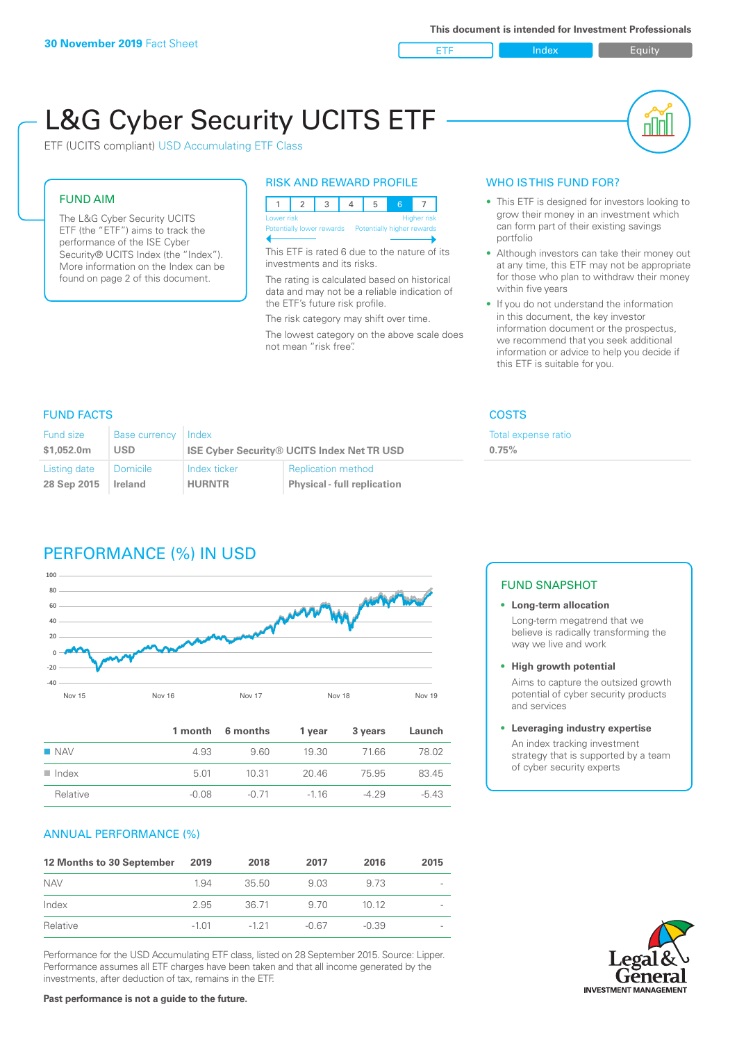**30 November 2019** Fact Sheet

This document is intended for Investment Professionals

ETF | Index | Equity

# L&G Cyber Security UCITS ETF

ETF (UCITS compliant) USD Accumulating ETF Class

## FUND AIM

The L&G Cyber Security UCITS ETF (the "ETF") aims to track the performance of the ISE Cyber Security® UCITS Index (the "Index"). More information on the Index can be found on page 2 of this document.

## RISK AND REWARD PROFILE

| 1 | 2 | 3 | 4 | 5 | 6 | 7 |
|---|---|---|---|---|---|---|

Lower risk — Higher risk
Potentially lower rewards — Potentially higher rewards

This ETF is rated 6 due to the nature of its investments and its risks.

The rating is calculated based on historical data and may not be a reliable indication of the ETF's future risk profile.

The risk category may shift over time.

The lowest category on the above scale does not mean "risk free".

## WHO IS THIS FUND FOR?

- This ETF is designed for investors looking to grow their money in an investment which can form part of their existing savings portfolio
- Although investors can take their money out at any time, this ETF may not be appropriate for those who plan to withdraw their money within five years
- If you do not understand the information in this document, the key investor information document or the prospectus, we recommend that you seek additional information or advice to help you decide if this ETF is suitable for you.

## FUND FACTS

| Fund size | Base currency | Index | |
|---|---|---|---|
| $1,052.0m | USD | ISE Cyber Security® UCITS Index Net TR USD | |
| **Listing date** | **Domicile** | **Index ticker** | **Replication method** |
| 28 Sep 2015 | Ireland | HURNTR | Physical - full replication |

## COSTS

Total expense ratio
**0.75%**

## PERFORMANCE (%) IN USD

| | 1 month | 6 months | 1 year | 3 years | Launch |
|---|---|---|---|---|---|
| NAV | 4.93 | 9.60 | 19.30 | 71.66 | 78.02 |
| Index | 5.01 | 10.31 | 20.46 | 75.95 | 83.45 |
| Relative | -0.08 | -0.71 | -1.16 | -4.29 | -5.43 |

## FUND SNAPSHOT

- **Long-term allocation**
  Long-term megatrend that we believe is radically transforming the way we live and work
- **High growth potential**
  Aims to capture the outsized growth potential of cyber security products and services
- **Leveraging industry expertise**
  An index tracking investment strategy that is supported by a team of cyber security experts

## ANNUAL PERFORMANCE (%)

| 12 Months to 30 September | 2019 | 2018 | 2017 | 2016 | 2015 |
|---|---|---|---|---|---|
| NAV | 1.94 | 35.50 | 9.03 | 9.73 | - |
| Index | 2.95 | 36.71 | 9.70 | 10.12 | - |
| Relative | -1.01 | -1.21 | -0.67 | -0.39 | - |

Performance for the USD Accumulating ETF class, listed on 28 September 2015. Source: Lipper. Performance assumes all ETF charges have been taken and that all income generated by the investments, after deduction of tax, remains in the ETF.

**Past performance is not a guide to the future.**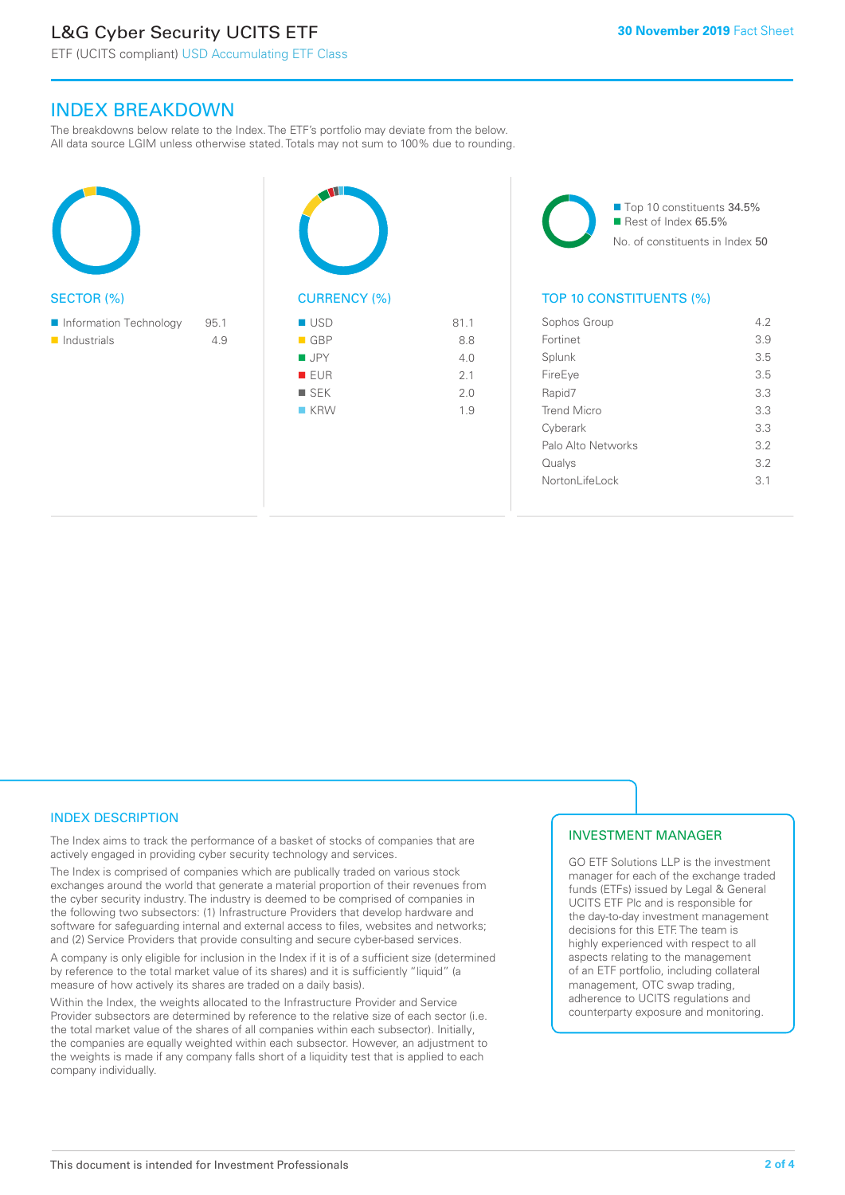# L&G Cyber Security UCITS ETF

ETF (UCITS compliant) USD Accumulating ETF Class

30 November 2019 Fact Sheet

## INDEX BREAKDOWN

The breakdowns below relate to the Index. The ETF's portfolio may deviate from the below. All data source LGIM unless otherwise stated. Totals may not sum to 100% due to rounding.

### SECTOR (%)

| Sector | % |
|---|---|
| Information Technology | 95.1 |
| Industrials | 4.9 |

### CURRENCY (%)

| Currency | % |
|---|---|
| USD | 81.1 |
| GBP | 8.8 |
| JPY | 4.0 |
| EUR | 2.1 |
| SEK | 2.0 |
| KRW | 1.9 |

Top 10 constituents 34.5%
Rest of Index 65.5%
No. of constituents in Index 50

### TOP 10 CONSTITUENTS (%)

| Constituent | % |
|---|---|
| Sophos Group | 4.2 |
| Fortinet | 3.9 |
| Splunk | 3.5 |
| FireEye | 3.5 |
| Rapid7 | 3.3 |
| Trend Micro | 3.3 |
| Cyberark | 3.3 |
| Palo Alto Networks | 3.2 |
| Qualys | 3.2 |
| NortonLifeLock | 3.1 |

## INDEX DESCRIPTION

The Index aims to track the performance of a basket of stocks of companies that are actively engaged in providing cyber security technology and services.

The Index is comprised of companies which are publically traded on various stock exchanges around the world that generate a material proportion of their revenues from the cyber security industry. The industry is deemed to be comprised of companies in the following two subsectors: (1) Infrastructure Providers that develop hardware and software for safeguarding internal and external access to files, websites and networks; and (2) Service Providers that provide consulting and secure cyber-based services.

A company is only eligible for inclusion in the Index if it is of a sufficient size (determined by reference to the total market value of its shares) and it is sufficiently "liquid" (a measure of how actively its shares are traded on a daily basis).

Within the Index, the weights allocated to the Infrastructure Provider and Service Provider subsectors are determined by reference to the relative size of each sector (i.e. the total market value of the shares of all companies within each subsector). Initially, the companies are equally weighted within each subsector. However, an adjustment to the weights is made if any company falls short of a liquidity test that is applied to each company individually.

## INVESTMENT MANAGER

GO ETF Solutions LLP is the investment manager for each of the exchange traded funds (ETFs) issued by Legal & General UCITS ETF Plc and is responsible for the day-to-day investment management decisions for this ETF. The team is highly experienced with respect to all aspects relating to the management of an ETF portfolio, including collateral management, OTC swap trading, adherence to UCITS regulations and counterparty exposure and monitoring.

This document is intended for Investment Professionals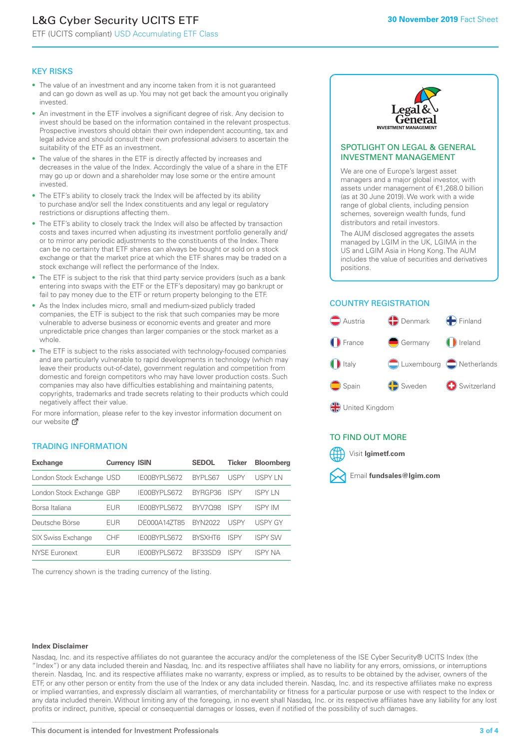# L&G Cyber Security UCITS ETF

ETF (UCITS compliant) USD Accumulating ETF Class

**30 November 2019** Fact Sheet

## KEY RISKS

- The value of an investment and any income taken from it is not guaranteed and can go down as well as up. You may not get back the amount you originally invested.
- An investment in the ETF involves a significant degree of risk. Any decision to invest should be based on the information contained in the relevant prospectus. Prospective investors should obtain their own independent accounting, tax and legal advice and should consult their own professional advisers to ascertain the suitability of the ETF as an investment.
- The value of the shares in the ETF is directly affected by increases and decreases in the value of the Index. Accordingly the value of a share in the ETF may go up or down and a shareholder may lose some or the entire amount invested.
- The ETF's ability to closely track the Index will be affected by its ability to purchase and/or sell the Index constituents and any legal or regulatory restrictions or disruptions affecting them.
- The ETF's ability to closely track the Index will also be affected by transaction costs and taxes incurred when adjusting its investment portfolio generally and/or to mirror any periodic adjustments to the constituents of the Index. There can be no certainty that ETF shares can always be bought or sold on a stock exchange or that the market price at which the ETF shares may be traded on a stock exchange will reflect the performance of the Index.
- The ETF is subject to the risk that third party service providers (such as a bank entering into swaps with the ETF or the ETF's depositary) may go bankrupt or fail to pay money due to the ETF or return property belonging to the ETF.
- As the Index includes micro, small and medium-sized publicly traded companies, the ETF is subject to the risk that such companies may be more vulnerable to adverse business or economic events and greater and more unpredictable price changes than larger companies or the stock market as a whole.
- The ETF is subject to the risks associated with technology-focused companies and are particularly vulnerable to rapid developments in technology (which may leave their products out-of-date), government regulation and competition from domestic and foreign competitors who may have lower production costs. Such companies may also have difficulties establishing and maintaining patents, copyrights, trademarks and trade secrets relating to their products which could negatively affect their value.

For more information, please refer to the key investor information document on our website

## TRADING INFORMATION

| Exchange | Currency | ISIN | SEDOL | Ticker | Bloomberg |
|---|---|---|---|---|---|
| London Stock Exchange | USD | IE00BYPLS672 | BYPLS67 | USPY | USPY LN |
| London Stock Exchange | GBP | IE00BYPLS672 | BYRGP36 | ISPY | ISPY LN |
| Borsa Italiana | EUR | IE00BYPLS672 | BYV7Q98 | ISPY | ISPY IM |
| Deutsche Börse | EUR | DE000A14ZT85 | BYN2022 | USPY | USPY GY |
| SIX Swiss Exchange | CHF | IE00BYPLS672 | BYSXHT6 | ISPY | ISPY SW |
| NYSE Euronext | EUR | IE00BYPLS672 | BF33SD9 | ISPY | ISPY NA |

The currency shown is the trading currency of the listing.

## SPOTLIGHT ON LEGAL & GENERAL INVESTMENT MANAGEMENT

We are one of Europe's largest asset managers and a major global investor, with assets under management of €1,268.0 billion (as at 30 June 2019). We work with a wide range of global clients, including pension schemes, sovereign wealth funds, fund distributors and retail investors.

The AUM disclosed aggregates the assets managed by LGIM in the UK, LGIMA in the US and LGIM Asia in Hong Kong. The AUM includes the value of securities and derivatives positions.

## COUNTRY REGISTRATION

Austria, Denmark, Finland, France, Germany, Ireland, Italy, Luxembourg, Netherlands, Spain, Sweden, Switzerland, United Kingdom

## TO FIND OUT MORE

Visit **lgimetf.com**

Email **fundsales@lgim.com**

**Index Disclaimer**

Nasdaq, Inc. and its respective affiliates do not guarantee the accuracy and/or the completeness of the ISE Cyber Security® UCITS Index (the "Index") or any data included therein and Nasdaq, Inc. and its respective affiliates shall have no liability for any errors, omissions, or interruptions therein. Nasdaq, Inc. and its respective affiliates make no warranty, express or implied, as to results to be obtained by the adviser, owners of the ETF, or any other person or entity from the use of the Index or any data included therein. Nasdaq, Inc. and its respective affiliates make no express or implied warranties, and expressly disclaim all warranties, of merchantability or fitness for a particular purpose or use with respect to the Index or any data included therein. Without limiting any of the foregoing, in no event shall Nasdaq, Inc. or its respective affiliates have any liability for any lost profits or indirect, punitive, special or consequential damages or losses, even if notified of the possibility of such damages.

This document is intended for Investment Professionals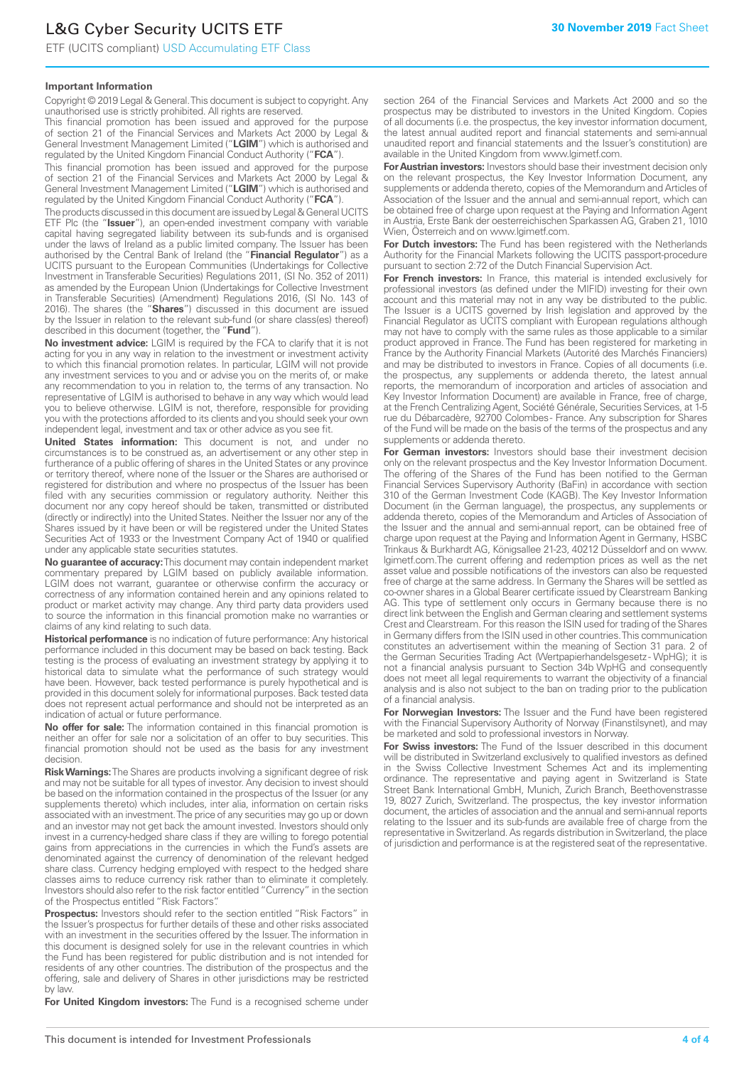### Important Information

Copyright © 2019 Legal & General. This document is subject to copyright. Any unauthorised use is strictly prohibited. All rights are reserved.

This financial promotion has been issued and approved for the purpose of section 21 of the Financial Services and Markets Act 2000 by Legal & General Investment Management Limited ("**LGIM**") which is authorised and regulated by the United Kingdom Financial Conduct Authority ("**FCA**").

This financial promotion has been issued and approved for the purpose of section 21 of the Financial Services and Markets Act 2000 by Legal & General Investment Management Limited ("**LGIM**") which is authorised and regulated by the United Kingdom Financial Conduct Authority ("**FCA**").

The products discussed in this document are issued by Legal & General UCITS ETF Plc (the "**Issuer**"), an open-ended investment company with variable capital having segregated liability between its sub-funds and is organised under the laws of Ireland as a public limited company. The Issuer has been authorised by the Central Bank of Ireland (the "**Financial Regulator**") as a UCITS pursuant to the European Communities (Undertakings for Collective Investment in Transferable Securities) Regulations 2011, (SI No. 352 of 2011) as amended by the European Union (Undertakings for Collective Investment in Transferable Securities) (Amendment) Regulations 2016, (SI No. 143 of 2016). The shares (the "**Shares**") discussed in this document are issued by the Issuer in relation to the relevant sub-fund (or share class(es) thereof) described in this document (together, the "**Fund**").

**No investment advice:** LGIM is required by the FCA to clarify that it is not acting for you in any way in relation to the investment or investment activity to which this financial promotion relates. In particular, LGIM will not provide any investment services to you and or advise you on the merits of, or make any recommendation to you in relation to, the terms of any transaction. No representative of LGIM is authorised to behave in any way which would lead you to believe otherwise. LGIM is not, therefore, responsible for providing you with the protections afforded to its clients and you should seek your own independent legal, investment and tax or other advice as you see fit.

**United States information:** This document is not, and under no circumstances is to be construed as, an advertisement or any other step in furtherance of a public offering of shares in the United States or any province or territory thereof, where none of the Issuer or the Shares are authorised or registered for distribution and where no prospectus of the Issuer has been filed with any securities commission or regulatory authority. Neither this document nor any copy hereof should be taken, transmitted or distributed (directly or indirectly) into the United States. Neither the Issuer nor any of the Shares issued by it have been or will be registered under the United States Securities Act of 1933 or the Investment Company Act of 1940 or qualified under any applicable state securities statutes.

**No guarantee of accuracy:** This document may contain independent market commentary prepared by LGIM based on publicly available information. LGIM does not warrant, guarantee or otherwise confirm the accuracy or correctness of any information contained herein and any opinions related to product or market activity may change. Any third party data providers used to source the information in this financial promotion make no warranties or claims of any kind relating to such data.

**Historical performance** is no indication of future performance: Any historical performance included in this document may be based on back testing. Back testing is the process of evaluating an investment strategy by applying it to historical data to simulate what the performance of such strategy would have been. However, back tested performance is purely hypothetical and is provided in this document solely for informational purposes. Back tested data does not represent actual performance and should not be interpreted as an indication of actual or future performance.

**No offer for sale:** The information contained in this financial promotion is neither an offer for sale nor a solicitation of an offer to buy securities. This financial promotion should not be used as the basis for any investment decision.

**Risk Warnings:** The Shares are products involving a significant degree of risk and may not be suitable for all types of investor. Any decision to invest should be based on the information contained in the prospectus of the Issuer (or any supplements thereto) which includes, inter alia, information on certain risks associated with an investment. The price of any securities may go up or down and an investor may not get back the amount invested. Investors should only invest in a currency-hedged share class if they are willing to forego potential gains from appreciations in the currencies in which the Fund's assets are denominated against the currency of denomination of the relevant hedged share class. Currency hedging employed with respect to the hedged share classes aims to reduce currency risk rather than to eliminate it completely. Investors should also refer to the risk factor entitled "Currency" in the section of the Prospectus entitled "Risk Factors".

**Prospectus:** Investors should refer to the section entitled "Risk Factors" in the Issuer's prospectus for further details of these and other risks associated with an investment in the securities offered by the Issuer. The information in this document is designed solely for use in the relevant countries in which the Fund has been registered for public distribution and is not intended for residents of any other countries. The distribution of the prospectus and the offering, sale and delivery of Shares in other jurisdictions may be restricted by law.

**For United Kingdom investors:** The Fund is a recognised scheme under section 264 of the Financial Services and Markets Act 2000 and so the prospectus may be distributed to investors in the United Kingdom. Copies of all documents (i.e. the prospectus, the key investor information document, the latest annual audited report and financial statements and semi-annual unaudited report and financial statements and the Issuer's constitution) are available in the United Kingdom from www.lgimetf.com.

**For Austrian investors:** Investors should base their investment decision only on the relevant prospectus, the Key Investor Information Document, any supplements or addenda thereto, copies of the Memorandum and Articles of Association of the Issuer and the annual and semi-annual report, which can be obtained free of charge upon request at the Paying and Information Agent in Austria, Erste Bank der oesterreichischen Sparkassen AG, Graben 21, 1010 Wien, Österreich and on www.lgimetf.com.

**For Dutch investors:** The Fund has been registered with the Netherlands Authority for the Financial Markets following the UCITS passport-procedure pursuant to section 2:72 of the Dutch Financial Supervision Act.

**For French investors:** In France, this material is intended exclusively for professional investors (as defined under the MIFID) investing for their own account and this material may not in any way be distributed to the public. The Issuer is a UCITS governed by Irish legislation and approved by the Financial Regulator as UCITS compliant with European regulations although may not have to comply with the same rules as those applicable to a similar product approved in France. The Fund has been registered for marketing in France by the Authority Financial Markets (Autorité des Marchés Financiers) and may be distributed to investors in France. Copies of all documents (i.e. the prospectus, any supplements or addenda thereto, the latest annual reports, the memorandum of incorporation and articles of association and Key Investor Information Document) are available in France, free of charge, at the French Centralizing Agent, Société Générale, Securities Services, at 1-5 rue du Débarcadère, 92700 Colombes - France. Any subscription for Shares of the Fund will be made on the basis of the terms of the prospectus and any supplements or addenda thereto.

**For German investors:** Investors should base their investment decision only on the relevant prospectus and the Key Investor Information Document. The offering of the Shares of the Fund has been notified to the German Financial Services Supervisory Authority (BaFin) in accordance with section 310 of the German Investment Code (KAGB). The Key Investor Information Document (in the German language), the prospectus, any supplements or addenda thereto, copies of the Memorandum and Articles of Association of the Issuer and the annual and semi-annual report, can be obtained free of charge upon request at the Paying and Information Agent in Germany, HSBC Trinkaus & Burkhardt AG, Königsallee 21-23, 40212 Düsseldorf and on www.lgimetf.com. The current offering and redemption prices as well as the net asset value and possible notifications of the investors can also be requested free of charge at the same address. In Germany the Shares will be settled as co-owner shares in a Global Bearer certificate issued by Clearstream Banking AG. This type of settlement only occurs in Germany because there is no direct link between the English and German clearing and settlement systems Crest and Clearstream. For this reason the ISIN used for trading of the Shares in Germany differs from the ISIN used in other countries. This communication constitutes an advertisement within the meaning of Section 31 para. 2 of the German Securities Trading Act (Wertpapierhandelsgesetz - WpHG); it is not a financial analysis pursuant to Section 34b WpHG and consequently does not meet all legal requirements to warrant the objectivity of a financial analysis and is also not subject to the ban on trading prior to the publication of a financial analysis.

**For Norwegian Investors:** The Issuer and the Fund have been registered with the Financial Supervisory Authority of Norway (Finanstilsynet), and may be marketed and sold to professional investors in Norway.

**For Swiss investors:** The Fund of the Issuer described in this document will be distributed in Switzerland exclusively to qualified investors as defined in the Swiss Collective Investment Schemes Act and its implementing ordinance. The representative and paying agent in Switzerland is State Street Bank International GmbH, Munich, Zurich Branch, Beethovenstrasse 19, 8027 Zurich, Switzerland. The prospectus, the key investor information document, the articles of association and the annual and semi-annual reports relating to the Issuer and its sub-funds are available free of charge from the representative in Switzerland. As regards distribution in Switzerland, the place of jurisdiction and performance is at the registered seat of the representative.